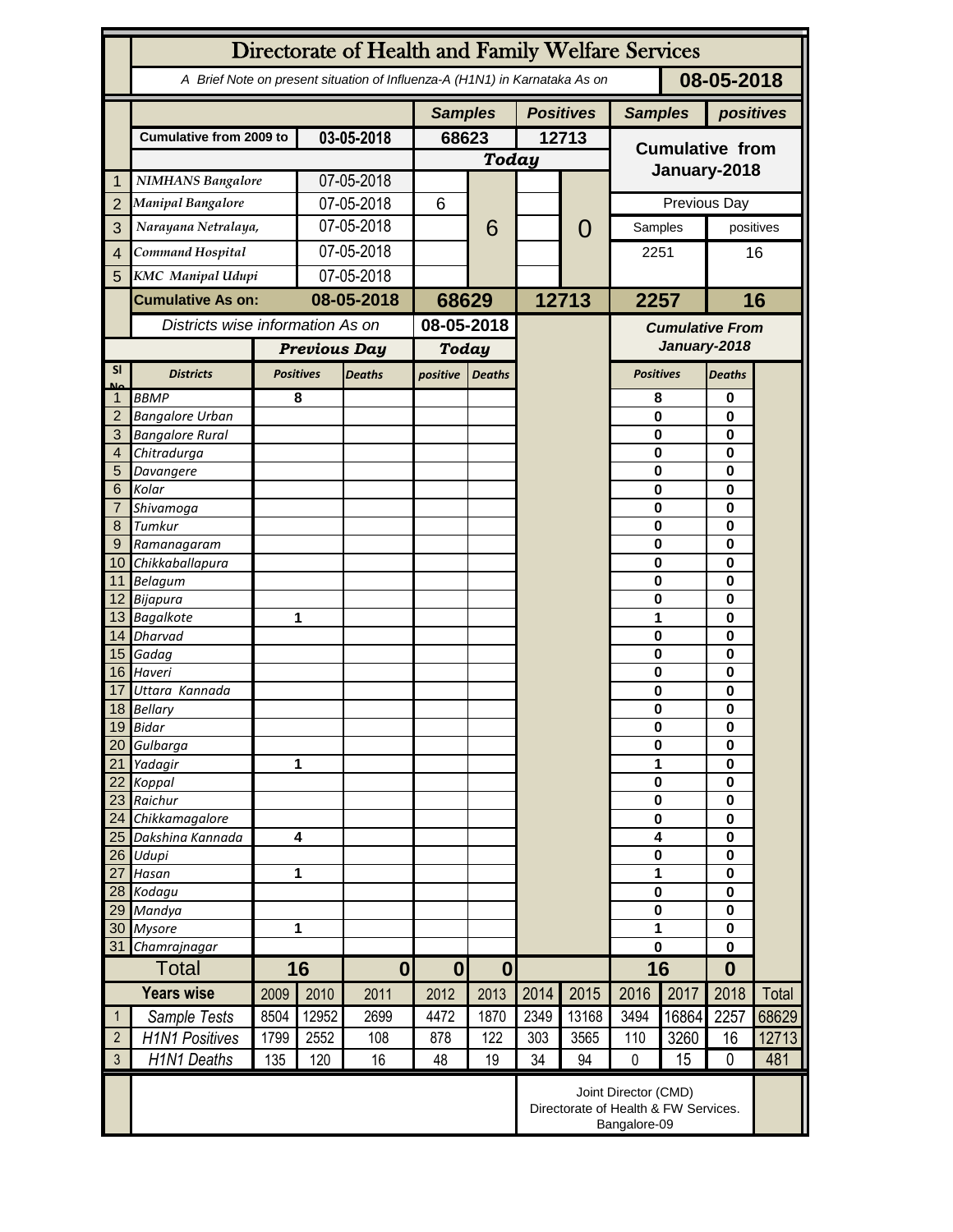# Directorate of Health and Family Welfare Services

A Brief Note on present situation of Influenza-A (H1N1) in Karnataka As on **08-05-2018**

| | | | Samples | Positives | Samples | positives |
|---|---|---|---|---|---|---|
| | Cumulative from 2009 to | 03-05-2018 | 68623 | 12713 | Cumulative from January-2018 | |
| | | | Today | | | |
| 1 | NIMHANS Bangalore | 07-05-2018 | 6 | 0 | Previous Day | |
| 2 | Manipal Bangalore | 07-05-2018 | 6 | | Samples | positives |
| 3 | Narayana Netralaya, | 07-05-2018 | | | 2251 | 16 |
| 4 | Command Hospital | 07-05-2018 | | | | |
| 5 | KMC Manipal Udupi | 07-05-2018 | | | | |
| | **Cumulative As on:** | **08-05-2018** | **68629** | **12713** | **2257** | **16** |

Districts wise information As on **08-05-2018**

| Sl No | Districts | Previous Day Positives | Previous Day Deaths | Today positive | Today Deaths | Cumulative From January-2018 Positives | Cumulative From January-2018 Deaths |
|---|---|---|---|---|---|---|---|
| 1 | BBMP | 8 | | | | 8 | 0 |
| 2 | Bangalore Urban | | | | | 0 | 0 |
| 3 | Bangalore Rural | | | | | 0 | 0 |
| 4 | Chitradurga | | | | | 0 | 0 |
| 5 | Davangere | | | | | 0 | 0 |
| 6 | Kolar | | | | | 0 | 0 |
| 7 | Shivamoga | | | | | 0 | 0 |
| 8 | Tumkur | | | | | 0 | 0 |
| 9 | Ramanagaram | | | | | 0 | 0 |
| 10 | Chikkaballapura | | | | | 0 | 0 |
| 11 | Belagum | | | | | 0 | 0 |
| 12 | Bijapura | | | | | 0 | 0 |
| 13 | Bagalkote | 1 | | | | 1 | 0 |
| 14 | Dharvad | | | | | 0 | 0 |
| 15 | Gadag | | | | | 0 | 0 |
| 16 | Haveri | | | | | 0 | 0 |
| 17 | Uttara Kannada | | | | | 0 | 0 |
| 18 | Bellary | | | | | 0 | 0 |
| 19 | Bidar | | | | | 0 | 0 |
| 20 | Gulbarga | | | | | 0 | 0 |
| 21 | Yadagir | 1 | | | | 1 | 0 |
| 22 | Koppal | | | | | 0 | 0 |
| 23 | Raichur | | | | | 0 | 0 |
| 24 | Chikkamagalore | | | | | 0 | 0 |
| 25 | Dakshina Kannada | 4 | | | | 4 | 0 |
| 26 | Udupi | | | | | 0 | 0 |
| 27 | Hasan | 1 | | | | 1 | 0 |
| 28 | Kodagu | | | | | 0 | 0 |
| 29 | Mandya | | | | | 0 | 0 |
| 30 | Mysore | 1 | | | | 1 | 0 |
| 31 | Chamrajnagar | | | | | 0 | 0 |
| | **Total** | **16** | **0** | **0** | **0** | **16** | **0** |

| | Years wise | 2009 | 2010 | 2011 | 2012 | 2013 | 2014 | 2015 | 2016 | 2017 | 2018 | Total |
|---|---|---|---|---|---|---|---|---|---|---|---|---|
| 1 | Sample Tests | 8504 | 12952 | 2699 | 4472 | 1870 | 2349 | 13168 | 3494 | 16864 | 2257 | 68629 |
| 2 | H1N1 Positives | 1799 | 2552 | 108 | 878 | 122 | 303 | 3565 | 110 | 3260 | 16 | 12713 |
| 3 | H1N1 Deaths | 135 | 120 | 16 | 48 | 19 | 34 | 94 | 0 | 15 | 0 | 481 |

Joint Director (CMD)
Directorate of Health & FW Services.
Bangalore-09